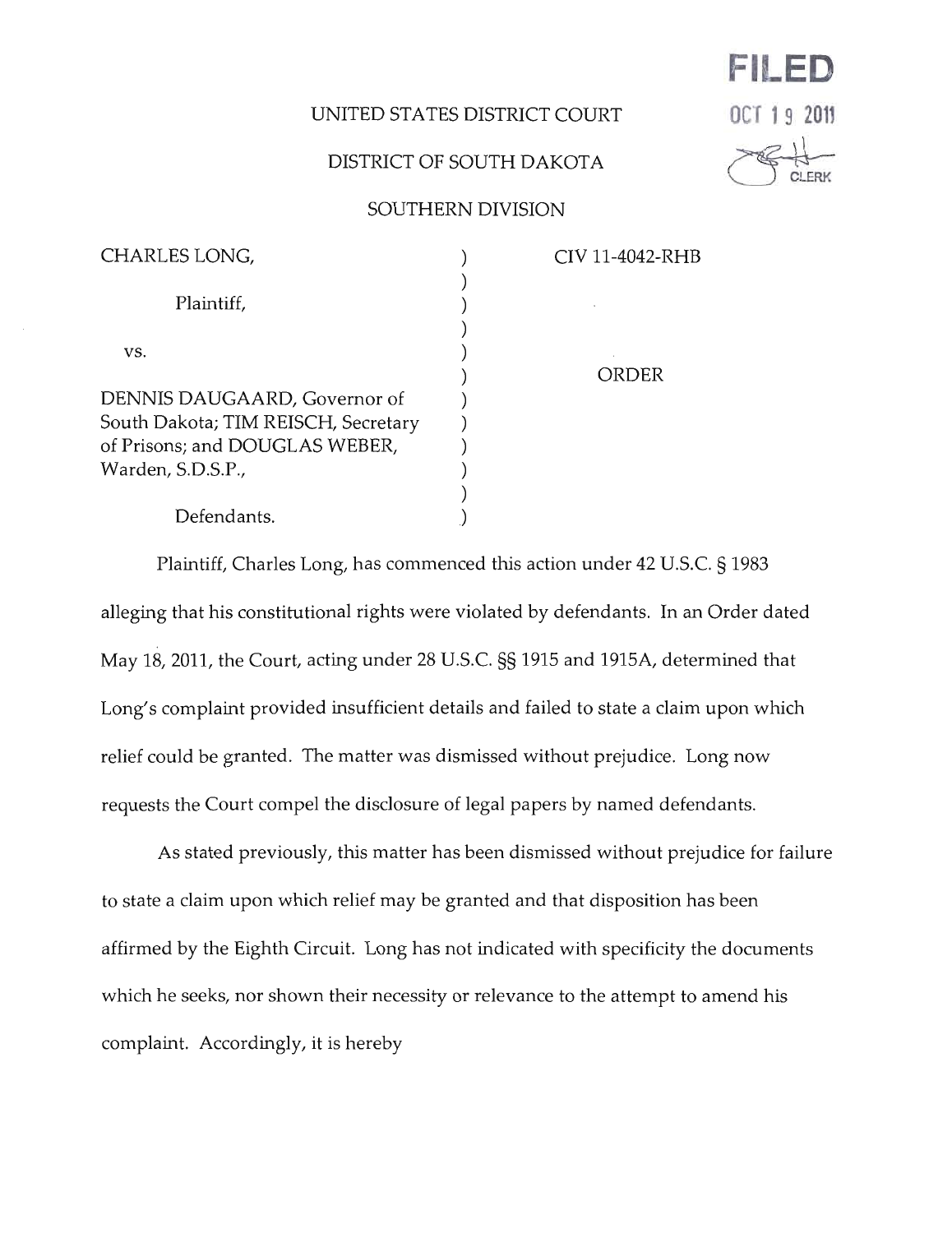FILED

OCT 19 2011

CLERK

UNITED STATES DISTRICT COURT

DISTRICT OF SOUTH DAKOTA

SOUTHERN DIVISION

| | | |
|---|---|---|
| CHARLES LONG, Plaintiff, | ) | CIV 11-4042-RHB |
| vs. | ) | ORDER |
| DENNIS DAUGAARD, Governor of South Dakota; TIM REISCH, Secretary of Prisons; and DOUGLAS WEBER, Warden, S.D.S.P., Defendants. | ) | |

Plaintiff, Charles Long, has commenced this action under 42 U.S.C. § 1983 alleging that his constitutional rights were violated by defendants. In an Order dated May 18, 2011, the Court, acting under 28 U.S.C. §§ 1915 and 1915A, determined that Long's complaint provided insufficient details and failed to state a claim upon which relief could be granted. The matter was dismissed without prejudice. Long now requests the Court compel the disclosure of legal papers by named defendants.

As stated previously, this matter has been dismissed without prejudice for failure to state a claim upon which relief may be granted and that disposition has been affirmed by the Eighth Circuit. Long has not indicated with specificity the documents which he seeks, nor shown their necessity or relevance to the attempt to amend his complaint. Accordingly, it is hereby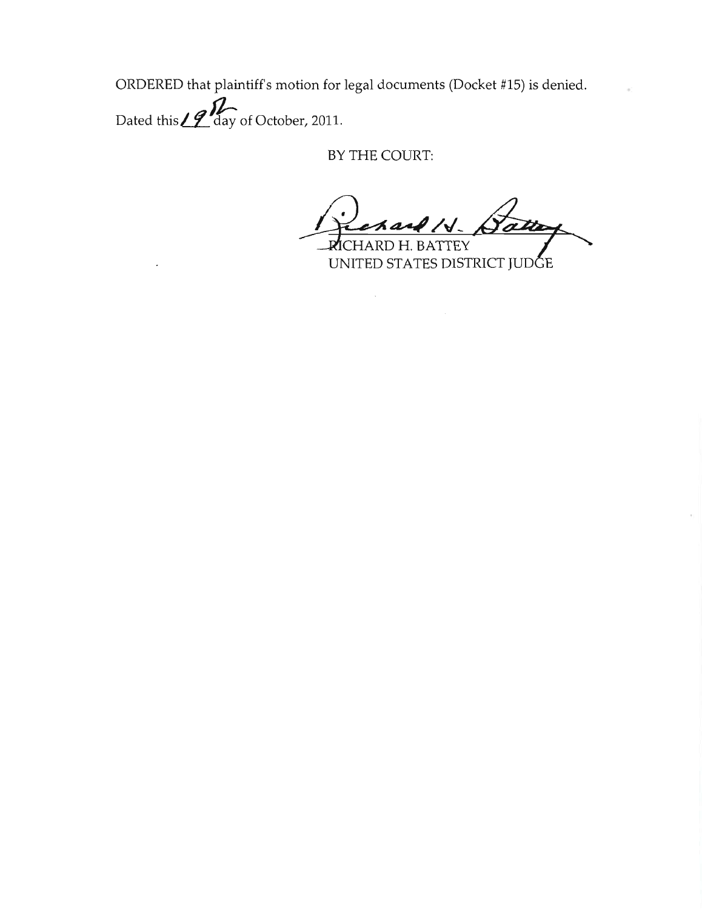ORDERED that plaintiff's motion for legal documents (Docket #15) is denied.

Dated this 19th day of October, 2011.

BY THE COURT:

RICHARD H. BATTEY
UNITED STATES DISTRICT JUDGE